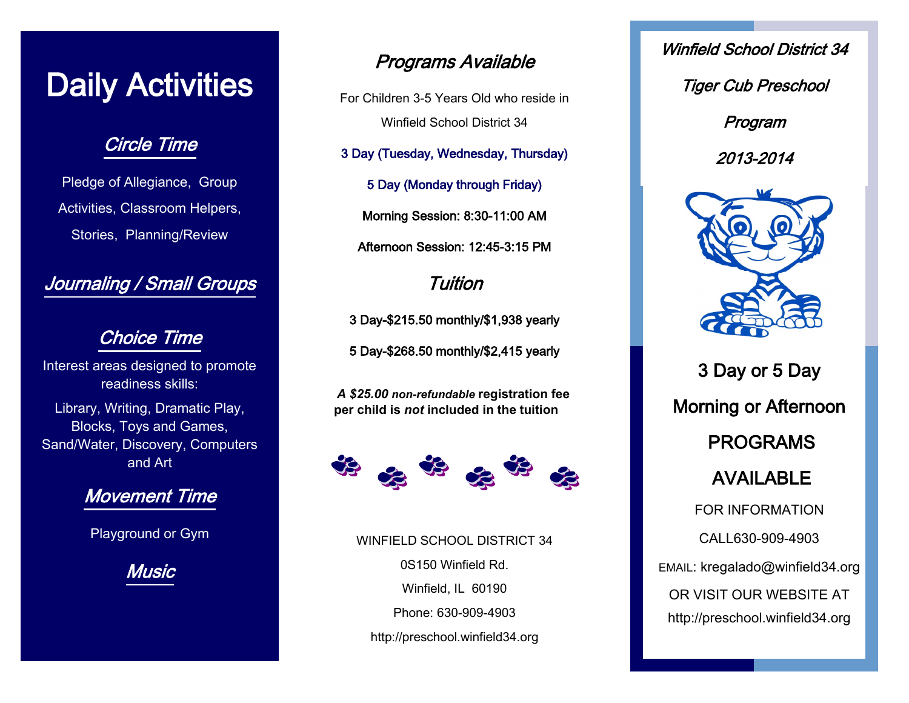# Daily Activities

## *Circle Time*

Pledge of Allegiance, Group Activities, Classroom Helpers, Stories, Planning/Review

## *Journaling / Small Groups*

## *Choice Time*

Interest areas designed to promote readiness skills:

Library, Writing, Dramatic Play, Blocks, Toys and Games, Sand/Water, Discovery, Computers and Art

## *Movement Time*

Playground or Gym

## *Music*

## *Programs Available*

For Children 3-5 Years Old who reside in Winfield School District 34

3 Day (Tuesday, Wednesday, Thursday)

5 Day (Monday through Friday)

Morning Session: 8:30-11:00 AM

Afternoon Session: 12:45-3:15 PM

## *Tuition*

3 Day-$215.50 monthly/$1,938 yearly

5 Day-$268.50 monthly/$2,415 yearly

***A $25.00 non-refundable* registration fee per child is *not* included in the tuition**

WINFIELD SCHOOL DISTRICT 34
0S150 Winfield Rd.
Winfield, IL 60190
Phone: 630-909-4903
http://preschool.winfield34.org

*Winfield School District 34*

*Tiger Cub Preschool*

*Program*

*2013-2014*

3 Day or 5 Day

Morning or Afternoon

PROGRAMS

AVAILABLE

FOR INFORMATION

CALL630-909-4903

EMAIL: kregalado@winfield34.org

OR VISIT OUR WEBSITE AT

http://preschool.winfield34.org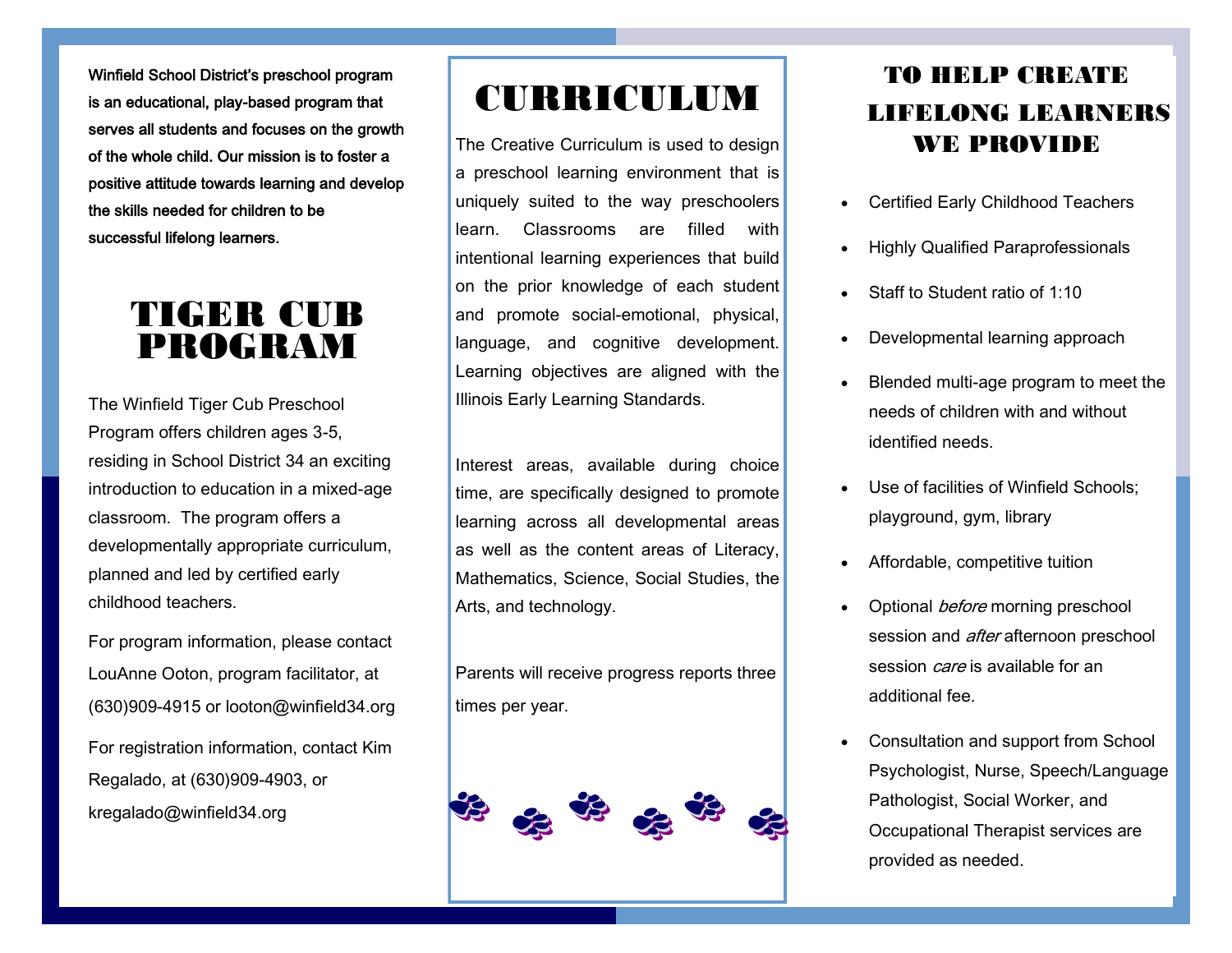**Winfield School District's preschool program is an educational, play-based program that serves all students and focuses on the growth of the whole child. Our mission is to foster a positive attitude towards learning and develop the skills needed for children to be successful lifelong learners.**

# TIGER CUB PROGRAM

The Winfield Tiger Cub Preschool Program offers children ages 3-5, residing in School District 34 an exciting introduction to education in a mixed-age classroom. The program offers a developmentally appropriate curriculum, planned and led by certified early childhood teachers.

For program information, please contact LouAnne Ooton, program facilitator, at (630)909-4915 or looton@winfield34.org

For registration information, contact Kim Regalado, at (630)909-4903, or kregalado@winfield34.org

# CURRICULUM

The Creative Curriculum is used to design a preschool learning environment that is uniquely suited to the way preschoolers learn. Classrooms are filled with intentional learning experiences that build on the prior knowledge of each student and promote social-emotional, physical, language, and cognitive development. Learning objectives are aligned with the Illinois Early Learning Standards.

Interest areas, available during choice time, are specifically designed to promote learning across all developmental areas as well as the content areas of Literacy, Mathematics, Science, Social Studies, the Arts, and technology.

Parents will receive progress reports three times per year.

# TO HELP CREATE LIFELONG LEARNERS WE PROVIDE

- Certified Early Childhood Teachers
- Highly Qualified Paraprofessionals
- Staff to Student ratio of 1:10
- Developmental learning approach
- Blended multi-age program to meet the needs of children with and without identified needs.
- Use of facilities of Winfield Schools; playground, gym, library
- Affordable, competitive tuition
- Optional *before* morning preschool session and *after* afternoon preschool session *care* is available for an additional fee.
- Consultation and support from School Psychologist, Nurse, Speech/Language Pathologist, Social Worker, and Occupational Therapist services are provided as needed.